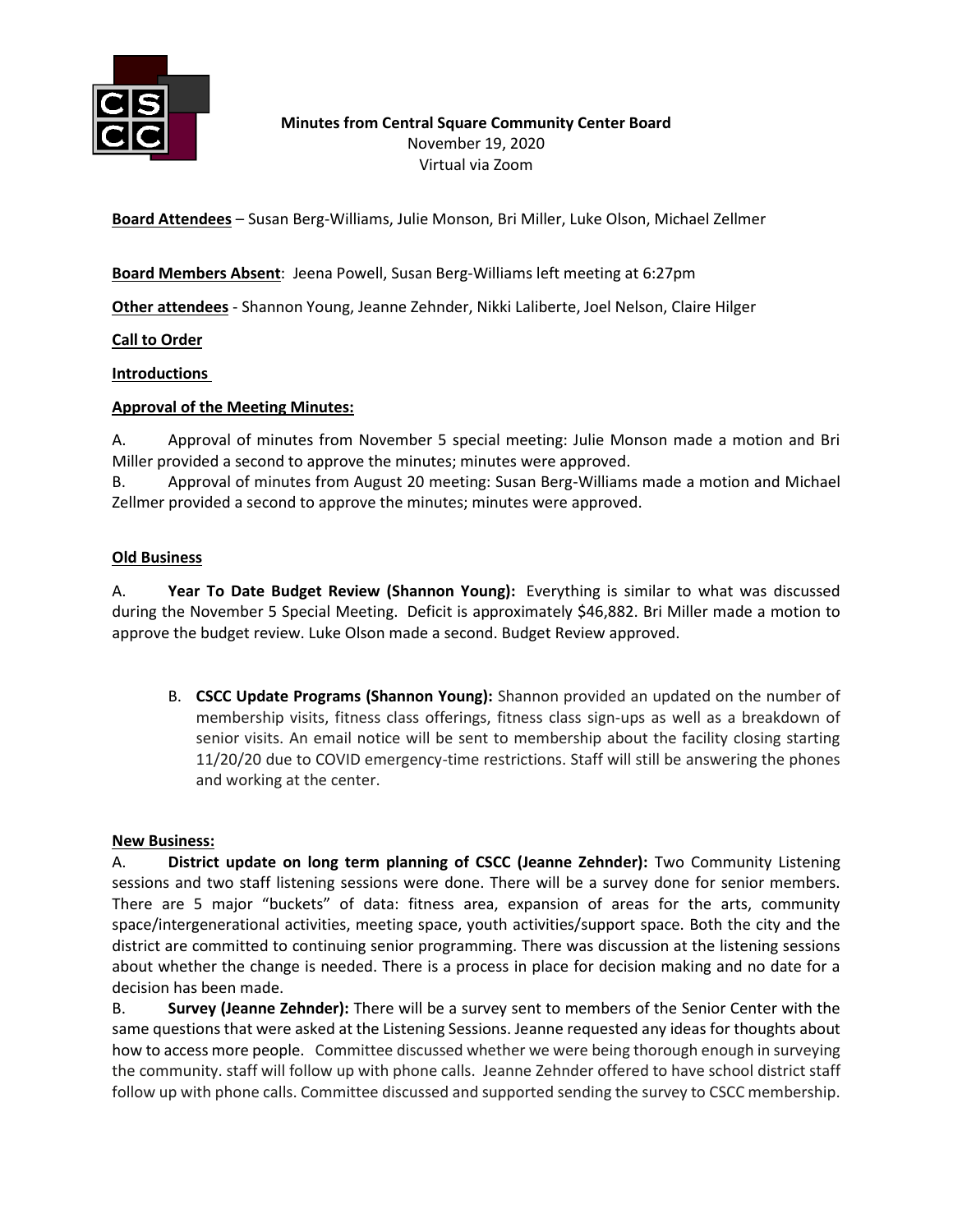**Minutes from Central Square Community Center Board**
November 19, 2020
Virtual via Zoom

**Board Attendees** – Susan Berg-Williams, Julie Monson, Bri Miller, Luke Olson, Michael Zellmer

**Board Members Absent**: Jeena Powell, Susan Berg-Williams left meeting at 6:27pm

**Other attendees** - Shannon Young, Jeanne Zehnder, Nikki Laliberte, Joel Nelson, Claire Hilger

**Call to Order**

**Introductions**

**Approval of the Meeting Minutes:**

A. Approval of minutes from November 5 special meeting: Julie Monson made a motion and Bri Miller provided a second to approve the minutes; minutes were approved.
B. Approval of minutes from August 20 meeting: Susan Berg-Williams made a motion and Michael Zellmer provided a second to approve the minutes; minutes were approved.

**Old Business**

A. **Year To Date Budget Review (Shannon Young):** Everything is similar to what was discussed during the November 5 Special Meeting. Deficit is approximately $46,882. Bri Miller made a motion to approve the budget review. Luke Olson made a second. Budget Review approved.

B. **CSCC Update Programs (Shannon Young):** Shannon provided an updated on the number of membership visits, fitness class offerings, fitness class sign-ups as well as a breakdown of senior visits. An email notice will be sent to membership about the facility closing starting 11/20/20 due to COVID emergency-time restrictions. Staff will still be answering the phones and working at the center.

**New Business:**

A. **District update on long term planning of CSCC (Jeanne Zehnder):** Two Community Listening sessions and two staff listening sessions were done. There will be a survey done for senior members. There are 5 major "buckets" of data: fitness area, expansion of areas for the arts, community space/intergenerational activities, meeting space, youth activities/support space. Both the city and the district are committed to continuing senior programming. There was discussion at the listening sessions about whether the change is needed. There is a process in place for decision making and no date for a decision has been made.

B. **Survey (Jeanne Zehnder):** There will be a survey sent to members of the Senior Center with the same questions that were asked at the Listening Sessions. Jeanne requested any ideas for thoughts about how to access more people. Committee discussed whether we were being thorough enough in surveying the community. staff will follow up with phone calls. Jeanne Zehnder offered to have school district staff follow up with phone calls. Committee discussed and supported sending the survey to CSCC membership.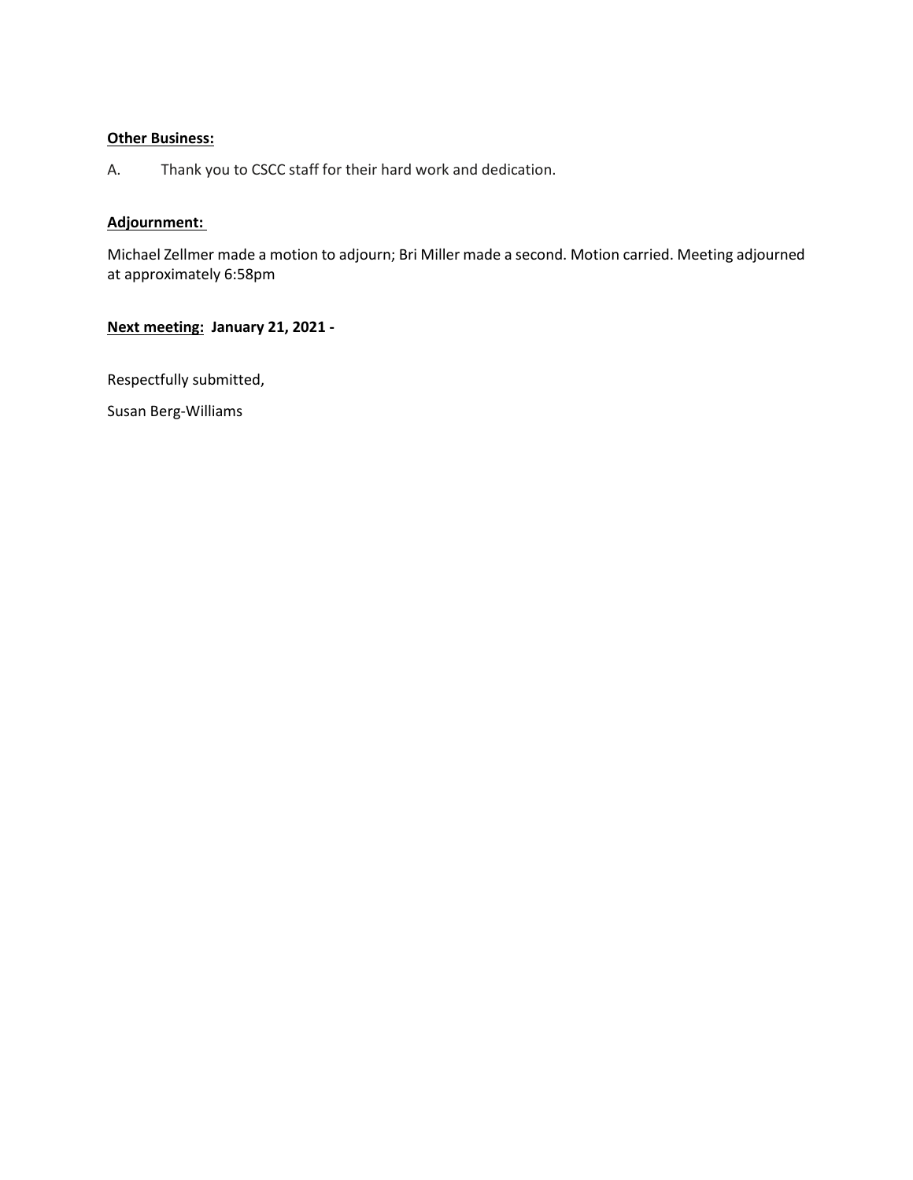**Other Business:**

A. Thank you to CSCC staff for their hard work and dedication.

**Adjournment:**

Michael Zellmer made a motion to adjourn; Bri Miller made a second. Motion carried. Meeting adjourned at approximately 6:58pm

**Next meeting: January 21, 2021 -**

Respectfully submitted,

Susan Berg-Williams